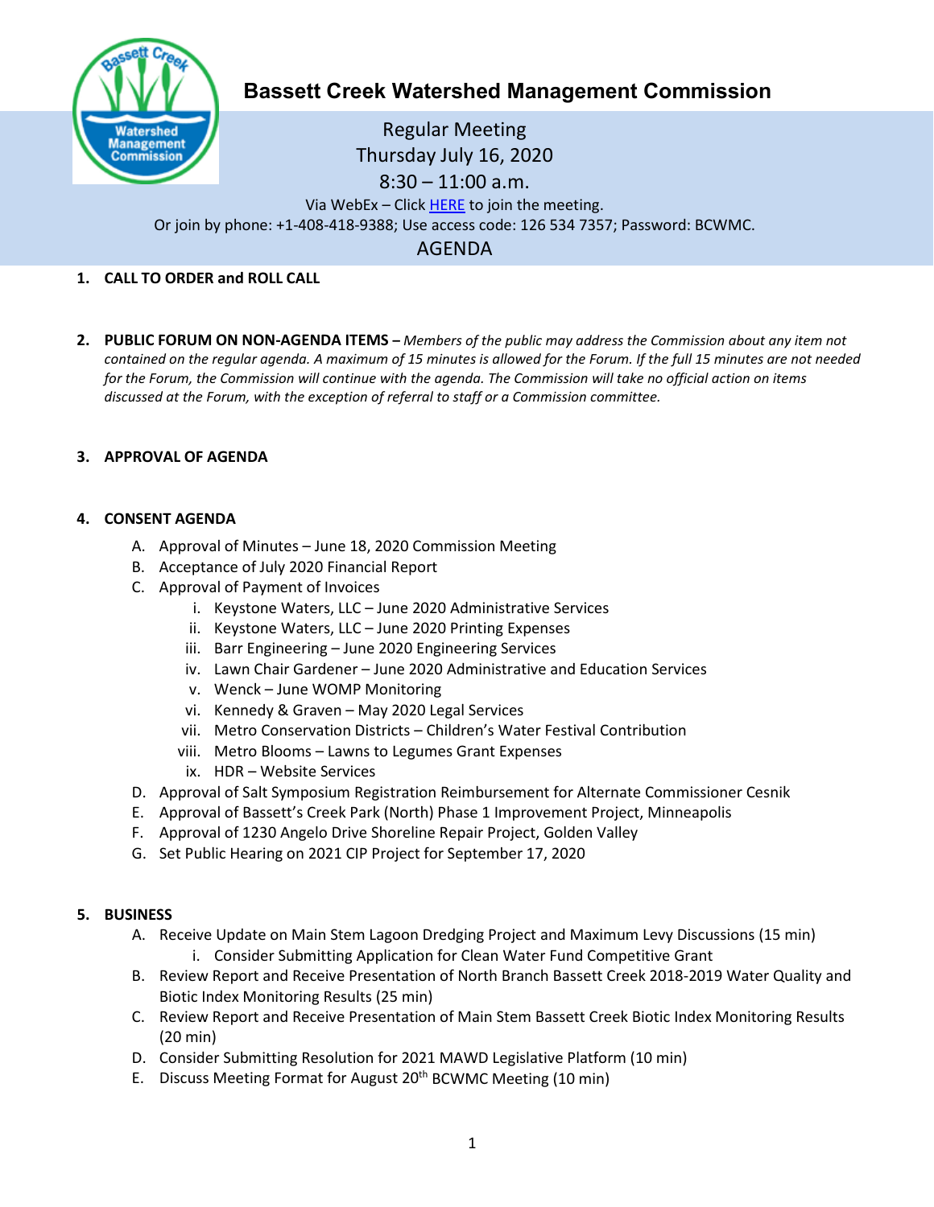# Bassett Creek Watershed Management Commission

Regular Meeting
Thursday July 16, 2020
8:30 – 11:00 a.m.

Via WebEx – Click HERE to join the meeting.
Or join by phone: +1-408-418-9388; Use access code: 126 534 7357; Password: BCWMC.

AGENDA

1. **CALL TO ORDER and ROLL CALL**

2. **PUBLIC FORUM ON NON-AGENDA ITEMS –** *Members of the public may address the Commission about any item not contained on the regular agenda. A maximum of 15 minutes is allowed for the Forum. If the full 15 minutes are not needed for the Forum, the Commission will continue with the agenda. The Commission will take no official action on items discussed at the Forum, with the exception of referral to staff or a Commission committee.*

3. **APPROVAL OF AGENDA**

4. **CONSENT AGENDA**
   - A. Approval of Minutes – June 18, 2020 Commission Meeting
   - B. Acceptance of July 2020 Financial Report
   - C. Approval of Payment of Invoices
     - i. Keystone Waters, LLC – June 2020 Administrative Services
     - ii. Keystone Waters, LLC – June 2020 Printing Expenses
     - iii. Barr Engineering – June 2020 Engineering Services
     - iv. Lawn Chair Gardener – June 2020 Administrative and Education Services
     - v. Wenck – June WOMP Monitoring
     - vi. Kennedy & Graven – May 2020 Legal Services
     - vii. Metro Conservation Districts – Children's Water Festival Contribution
     - viii. Metro Blooms – Lawns to Legumes Grant Expenses
     - ix. HDR – Website Services
   - D. Approval of Salt Symposium Registration Reimbursement for Alternate Commissioner Cesnik
   - E. Approval of Bassett's Creek Park (North) Phase 1 Improvement Project, Minneapolis
   - F. Approval of 1230 Angelo Drive Shoreline Repair Project, Golden Valley
   - G. Set Public Hearing on 2021 CIP Project for September 17, 2020

5. **BUSINESS**
   - A. Receive Update on Main Stem Lagoon Dredging Project and Maximum Levy Discussions (15 min)
     - i. Consider Submitting Application for Clean Water Fund Competitive Grant
   - B. Review Report and Receive Presentation of North Branch Bassett Creek 2018-2019 Water Quality and Biotic Index Monitoring Results (25 min)
   - C. Review Report and Receive Presentation of Main Stem Bassett Creek Biotic Index Monitoring Results (20 min)
   - D. Consider Submitting Resolution for 2021 MAWD Legislative Platform (10 min)
   - E. Discuss Meeting Format for August 20th BCWMC Meeting (10 min)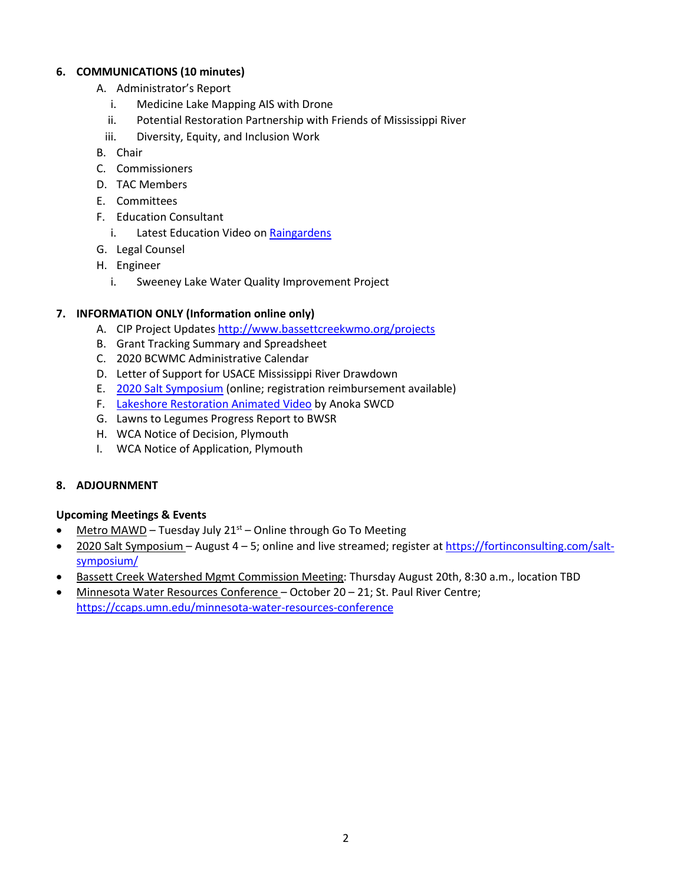**6. COMMUNICATIONS (10 minutes)**

A. Administrator's Report
   i. Medicine Lake Mapping AIS with Drone
   ii. Potential Restoration Partnership with Friends of Mississippi River
   iii. Diversity, Equity, and Inclusion Work

B. Chair

C. Commissioners

D. TAC Members

E. Committees

F. Education Consultant
   i. Latest Education Video on Raingardens

G. Legal Counsel

H. Engineer
   i. Sweeney Lake Water Quality Improvement Project

**7. INFORMATION ONLY (Information online only)**

A. CIP Project Updates http://www.bassettcreekwmo.org/projects

B. Grant Tracking Summary and Spreadsheet

C. 2020 BCWMC Administrative Calendar

D. Letter of Support for USACE Mississippi River Drawdown

E. 2020 Salt Symposium (online; registration reimbursement available)

F. Lakeshore Restoration Animated Video by Anoka SWCD

G. Lawns to Legumes Progress Report to BWSR

H. WCA Notice of Decision, Plymouth

I. WCA Notice of Application, Plymouth

**8. ADJOURNMENT**

**Upcoming Meetings & Events**

- Metro MAWD – Tuesday July 21st – Online through Go To Meeting
- 2020 Salt Symposium – August 4 – 5; online and live streamed; register at https://fortinconsulting.com/salt-symposium/
- Bassett Creek Watershed Mgmt Commission Meeting: Thursday August 20th, 8:30 a.m., location TBD
- Minnesota Water Resources Conference – October 20 – 21; St. Paul River Centre; https://ccaps.umn.edu/minnesota-water-resources-conference